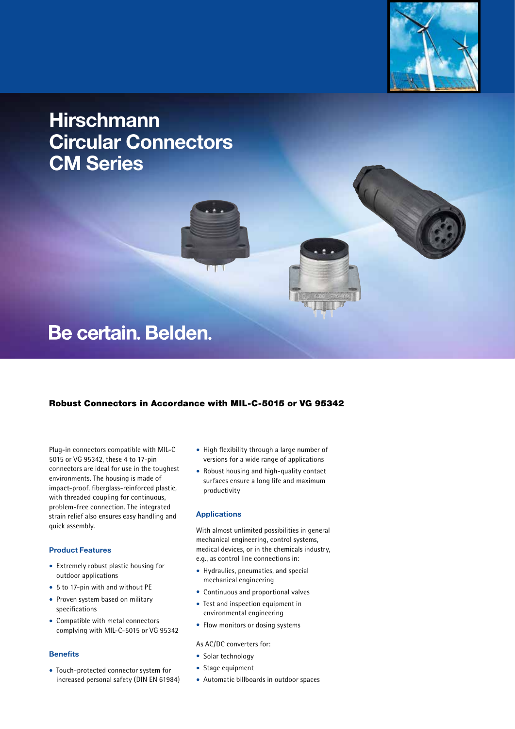# Hirschmann Circular Connectors CM Series

Be certain. Belden.

## Robust Connectors in Accordance with MIL-C-5015 or VG 95342

Plug-in connectors compatible with MIL-C 5015 or VG 95342, these 4 to 17-pin connectors are ideal for use in the toughest environments. The housing is made of impact-proof, fiberglass-reinforced plastic, with threaded coupling for continuous, problem-free connection. The integrated strain relief also ensures easy handling and quick assembly.

### Product Features

- Extremely robust plastic housing for outdoor applications
- 5 to 17-pin with and without PE
- Proven system based on military specifications
- Compatible with metal connectors complying with MIL-C-5015 or VG 95342

### Benefits

- Touch-protected connector system for increased personal safety (DIN EN 61984)
- High flexibility through a large number of versions for a wide range of applications
- Robust housing and high-quality contact surfaces ensure a long life and maximum productivity

### Applications

With almost unlimited possibilities in general mechanical engineering, control systems, medical devices, or in the chemicals industry, e.g., as control line connections in:

- Hydraulics, pneumatics, and special mechanical engineering
- Continuous and proportional valves
- Test and inspection equipment in environmental engineering
- Flow monitors or dosing systems

As AC/DC converters for:

- Solar technology
- Stage equipment
- Automatic billboards in outdoor spaces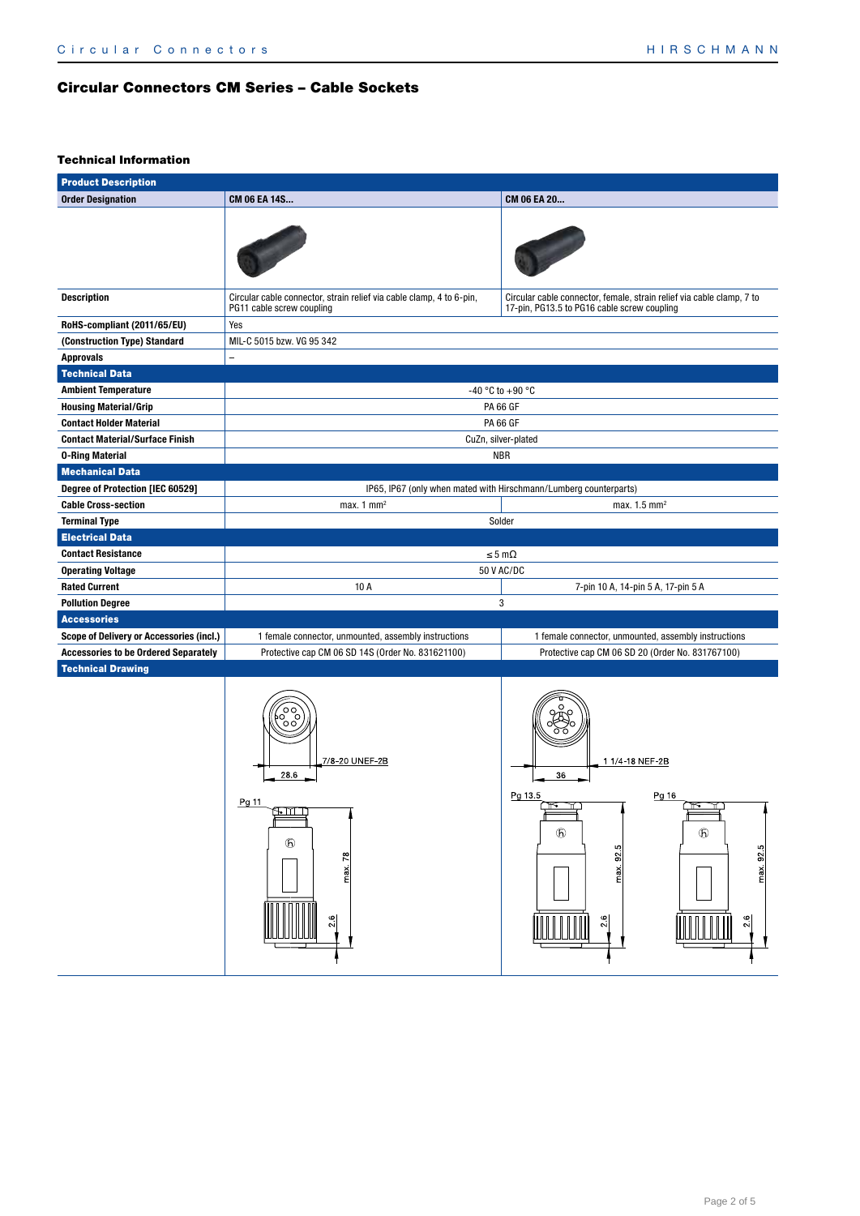## Circular Connectors CM Series – Cable Sockets

### Technical Information

| **Product Description** | | |
|---|---|---|
| **Order Designation** | **CM 06 EA 14S...** | **CM 06 EA 20...** |
| | | |
| **Description** | Circular cable connector, strain relief via cable clamp, 4 to 6-pin, PG11 cable screw coupling | Circular cable connector, female, strain relief via cable clamp, 7 to 17-pin, PG13.5 to PG16 cable screw coupling |
| **RoHS-compliant (2011/65/EU)** | Yes | |
| **(Construction Type) Standard** | MIL-C 5015 bzw. VG 95 342 | |
| **Approvals** | – | |
| **Technical Data** | | |
| **Ambient Temperature** | -40 °C to +90 °C | |
| **Housing Material/Grip** | PA 66 GF | |
| **Contact Holder Material** | PA 66 GF | |
| **Contact Material/Surface Finish** | CuZn, silver-plated | |
| **O-Ring Material** | NBR | |
| **Mechanical Data** | | |
| **Degree of Protection [IEC 60529]** | IP65, IP67 (only when mated with Hirschmann/Lumberg counterparts) | |
| **Cable Cross-section** | max. 1 mm² | max. 1.5 mm² |
| **Terminal Type** | Solder | |
| **Electrical Data** | | |
| **Contact Resistance** | ≤ 5 mΩ | |
| **Operating Voltage** | 50 V AC/DC | |
| **Rated Current** | 10 A | 7-pin 10 A, 14-pin 5 A, 17-pin 5 A |
| **Pollution Degree** | 3 | |
| **Accessories** | | |
| **Scope of Delivery or Accessories (incl.)** | 1 female connector, unmounted, assembly instructions | 1 female connector, unmounted, assembly instructions |
| **Accessories to be Ordered Separately** | Protective cap CM 06 SD 14S (Order No. 831621100) | Protective cap CM 06 SD 20 (Order No. 831767100) |
| **Technical Drawing** | | |
| | 7/8-20 UNEF-2B, 28.6, Pg 11, max. 78, 2.6 | 1 1/4-18 NEF-2B, 36, Pg 13.5, max. 92.5, 2.6, Pg 16, max. 92.5, 2.6 |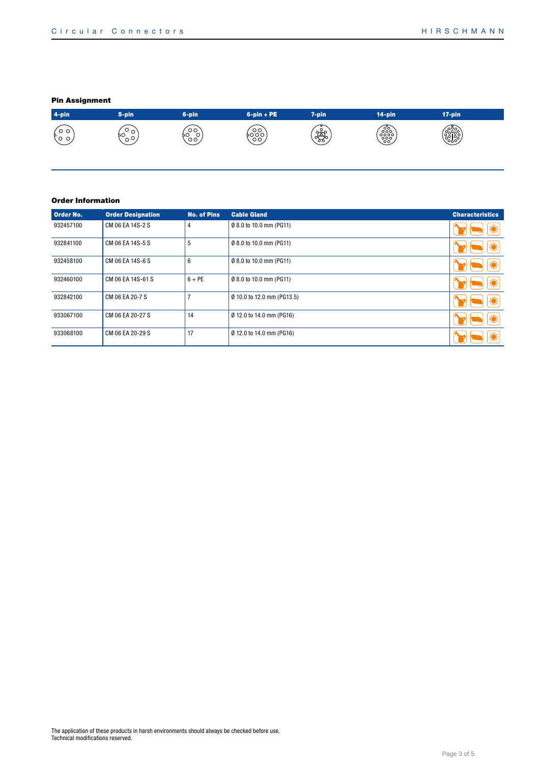## Pin Assignment

| 4-pin | 5-pin | 6-pin | 6-pin + PE | 7-pin | 14-pin | 17-pin |
|---|---|---|---|---|---|---|

## Order Information

| Order No. | Order Designation | No. of Pins | Cable Gland | Characteristics |
|---|---|---|---|---|
| 932457100 | CM 06 EA 14S-2 S | 4 | Ø 8.0 to 10.0 mm (PG11) | |
| 932841100 | CM 06 EA 14S-5 S | 5 | Ø 8.0 to 10.0 mm (PG11) | |
| 932458100 | CM 06 EA 14S-6 S | 6 | Ø 8.0 to 10.0 mm (PG11) | |
| 932460100 | CM 06 EA 14S-61 S | 6 + PE | Ø 8.0 to 10.0 mm (PG11) | |
| 932842100 | CM 06 EA 20-7 S | 7 | Ø 10.0 to 12.0 mm (PG13.5) | |
| 933067100 | CM 06 EA 20-27 S | 14 | Ø 12.0 to 14.0 mm (PG16) | |
| 933068100 | CM 06 EA 20-29 S | 17 | Ø 12.0 to 14.0 mm (PG16) | |

The application of these products in harsh environments should always be checked before use.
Technical modifications reserved.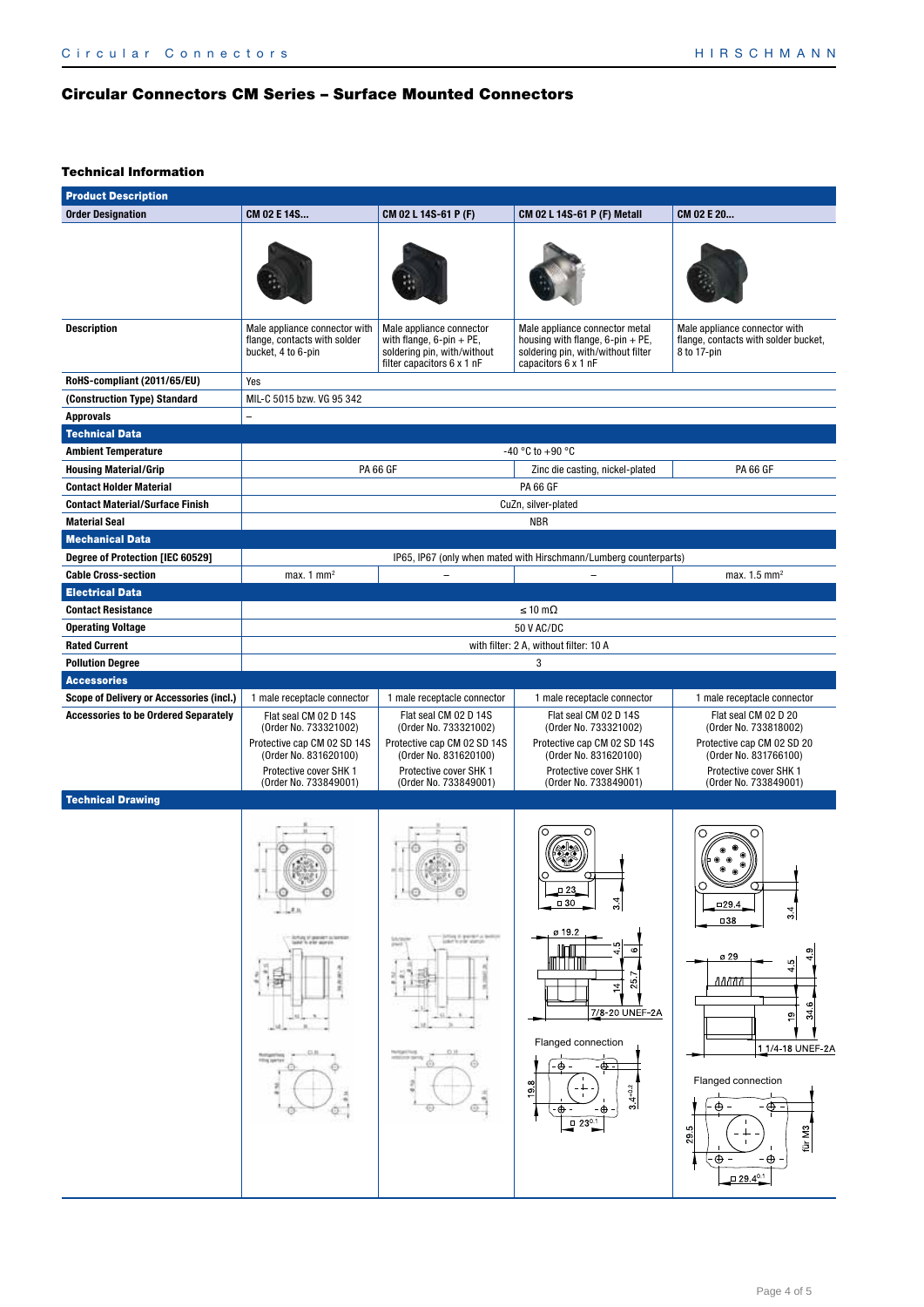## Circular Connectors CM Series – Surface Mounted Connectors

### Technical Information

| **Product Description** | | | | |
|---|---|---|---|---|
| **Order Designation** | **CM 02 E 14S...** | **CM 02 L 14S-61 P (F)** | **CM 02 L 14S-61 P (F) Metall** | **CM 02 E 20...** |
| | | | | |
| **Description** | Male appliance connector with flange, contacts with solder bucket, 4 to 6-pin | Male appliance connector with flange, 6-pin + PE, soldering pin, with/without filter capacitors 6 x 1 nF | Male appliance connector metal housing with flange, 6-pin + PE, soldering pin, with/without filter capacitors 6 x 1 nF | Male appliance connector with flange, contacts with solder bucket, 8 to 17-pin |
| **RoHS-compliant (2011/65/EU)** | Yes | | | |
| **(Construction Type) Standard** | MIL-C 5015 bzw. VG 95 342 | | | |
| **Approvals** | – | | | |
| **Technical Data** | | | | |
| **Ambient Temperature** | -40 °C to +90 °C | | | |
| **Housing Material/Grip** | PA 66 GF | PA 66 GF | Zinc die casting, nickel-plated | PA 66 GF |
| **Contact Holder Material** | PA 66 GF | | | |
| **Contact Material/Surface Finish** | CuZn, silver-plated | | | |
| **Material Seal** | NBR | | | |
| **Mechanical Data** | | | | |
| **Degree of Protection [IEC 60529]** | IP65, IP67 (only when mated with Hirschmann/Lumberg counterparts) | | | |
| **Cable Cross-section** | max. 1 mm² | – | – | max. 1.5 mm² |
| **Electrical Data** | | | | |
| **Contact Resistance** | ≤ 10 mΩ | | | |
| **Operating Voltage** | 50 V AC/DC | | | |
| **Rated Current** | with filter: 2 A, without filter: 10 A | | | |
| **Pollution Degree** | 3 | | | |
| **Accessories** | | | | |
| **Scope of Delivery or Accessories (incl.)** | 1 male receptacle connector | 1 male receptacle connector | 1 male receptacle connector | 1 male receptacle connector |
| **Accessories to be Ordered Separately** | Flat seal CM 02 D 14S (Order No. 733321002)<br>Protective cap CM 02 SD 14S (Order No. 831620100)<br>Protective cover SHK 1 (Order No. 733849001) | Flat seal CM 02 D 14S (Order No. 733321002)<br>Protective cap CM 02 SD 14S (Order No. 831620100)<br>Protective cover SHK 1 (Order No. 733849001) | Flat seal CM 02 D 14S (Order No. 733321002)<br>Protective cap CM 02 SD 14S (Order No. 831620100)<br>Protective cover SHK 1 (Order No. 733849001) | Flat seal CM 02 D 20 (Order No. 733818002)<br>Protective cap CM 02 SD 20 (Order No. 831766100)<br>Protective cover SHK 1 (Order No. 733849001) |
| **Technical Drawing** | | | | |

**CM 02 L 14S-61 P (F) Metall:** □ 23; □ 30; 3.4; ø 19.2; 4.5; 6; 14; 25.7; 7/8-20 UNEF-2A

Flanged connection: 19.8; $3.4^{+0.2}$; □ $23^{0.1}$

**CM 02 E 20...:** □29.4; □38; 3.4; ø 29; 4.5; 4.9; 19; 34.6; 1 1/4-18 UNEF-2A

Flanged connection: 29.5; für M3; □ $29.4^{0.1}$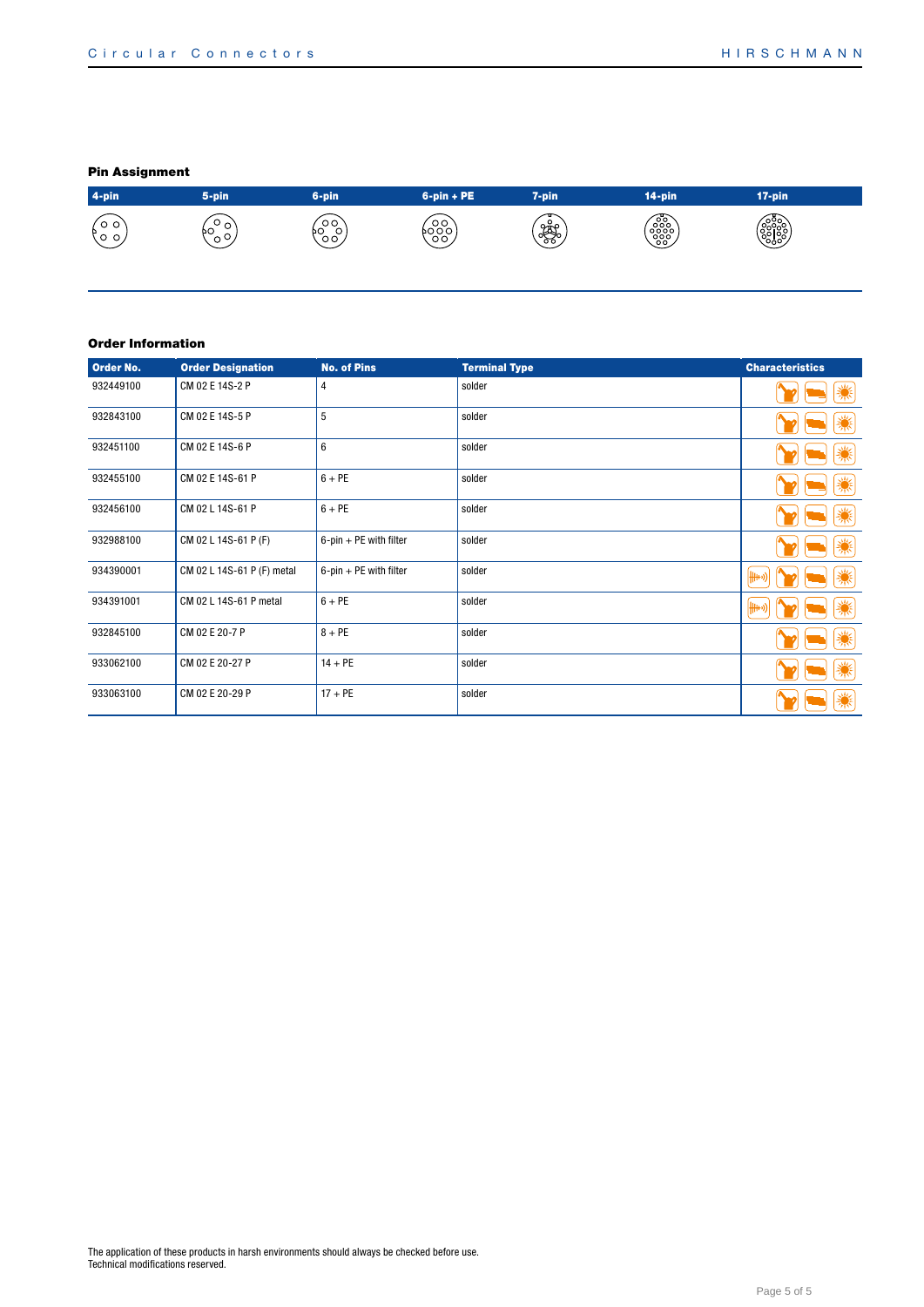## Pin Assignment

| 4-pin | 5-pin | 6-pin | 6-pin + PE | 7-pin | 14-pin | 17-pin |
|---|---|---|---|---|---|---|

## Order Information

| Order No. | Order Designation | No. of Pins | Terminal Type | Characteristics |
|---|---|---|---|---|
| 932449100 | CM 02 E 14S-2 P | 4 | solder | |
| 932843100 | CM 02 E 14S-5 P | 5 | solder | |
| 932451100 | CM 02 E 14S-6 P | 6 | solder | |
| 932455100 | CM 02 E 14S-61 P | 6 + PE | solder | |
| 932456100 | CM 02 L 14S-61 P | 6 + PE | solder | |
| 932988100 | CM 02 L 14S-61 P (F) | 6-pin + PE with filter | solder | |
| 934390001 | CM 02 L 14S-61 P (F) metal | 6-pin + PE with filter | solder | |
| 934391001 | CM 02 L 14S-61 P metal | 6 + PE | solder | |
| 932845100 | CM 02 E 20-7 P | 8 + PE | solder | |
| 933062100 | CM 02 E 20-27 P | 14 + PE | solder | |
| 933063100 | CM 02 E 20-29 P | 17 + PE | solder | |

The application of these products in harsh environments should always be checked before use.
Technical modifications reserved.